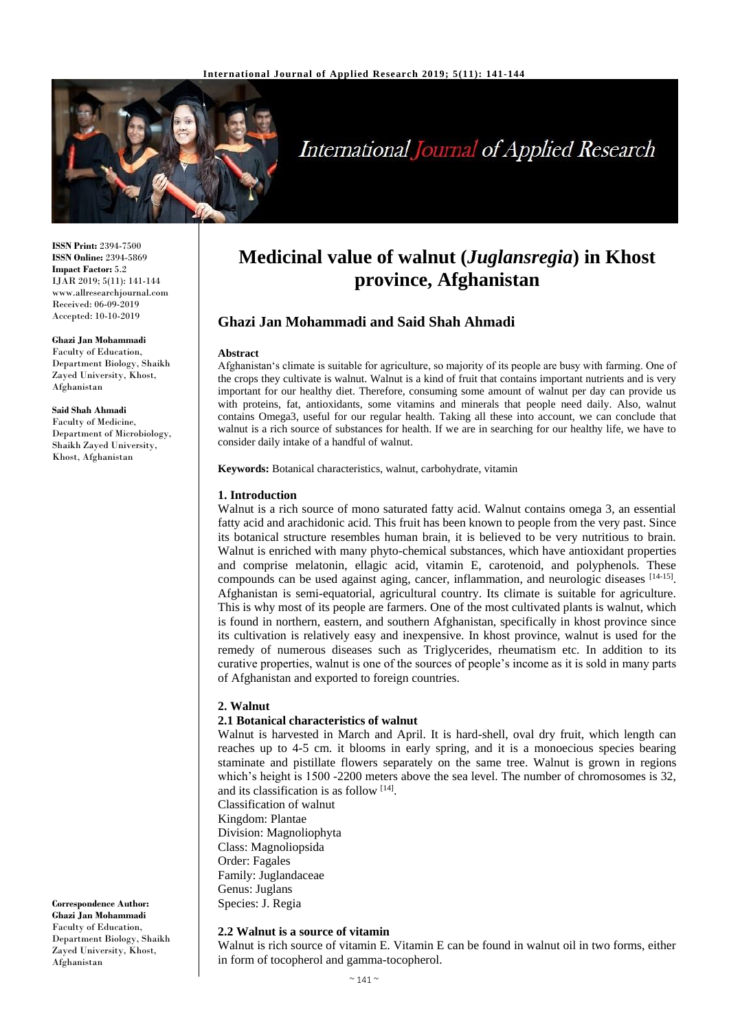# Medicinal value of walnut (*Juglansregia*) in Khost province, Afghanistan

**Ghazi Jan Mohammadi and Said Shah Ahmadi**

**ISSN Print:** 2394-7500
**ISSN Online:** 2394-5869
**Impact Factor:** 5.2
IJAR 2019; 5(11): 141-144
www.allresearchjournal.com
Received: 06-09-2019
Accepted: 10-10-2019

**Ghazi Jan Mohammadi**
Faculty of Education, Department Biology, Shaikh Zayed University, Khost, Afghanistan

**Said Shah Ahmadi**
Faculty of Medicine, Department of Microbiology, Shaikh Zayed University, Khost, Afghanistan

**Correspondence Author:**
**Ghazi Jan Mohammadi**
Faculty of Education, Department Biology, Shaikh Zayed University, Khost, Afghanistan

**Abstract**

Afghanistan's climate is suitable for agriculture, so majority of its people are busy with farming. One of the crops they cultivate is walnut. Walnut is a kind of fruit that contains important nutrients and is very important for our healthy diet. Therefore, consuming some amount of walnut per day can provide us with proteins, fat, antioxidants, some vitamins and minerals that people need daily. Also, walnut contains Omega3, useful for our regular health. Taking all these into account, we can conclude that walnut is a rich source of substances for health. If we are in searching for our healthy life, we have to consider daily intake of a handful of walnut.

**Keywords:** Botanical characteristics, walnut, carbohydrate, vitamin

## 1. Introduction

Walnut is a rich source of mono saturated fatty acid. Walnut contains omega 3, an essential fatty acid and arachidonic acid. This fruit has been known to people from the very past. Since its botanical structure resembles human brain, it is believed to be very nutritious to brain. Walnut is enriched with many phyto-chemical substances, which have antioxidant properties and comprise melatonin, ellagic acid, vitamin E, carotenoid, and polyphenols. These compounds can be used against aging, cancer, inflammation, and neurologic diseases [14-15]. Afghanistan is semi-equatorial, agricultural country. Its climate is suitable for agriculture. This is why most of its people are farmers. One of the most cultivated plants is walnut, which is found in northern, eastern, and southern Afghanistan, specifically in khost province since its cultivation is relatively easy and inexpensive. In khost province, walnut is used for the remedy of numerous diseases such as Triglycerides, rheumatism etc. In addition to its curative properties, walnut is one of the sources of people's income as it is sold in many parts of Afghanistan and exported to foreign countries.

## 2. Walnut

### 2.1 Botanical characteristics of walnut

Walnut is harvested in March and April. It is hard-shell, oval dry fruit, which length can reaches up to 4-5 cm. it blooms in early spring, and it is a monoecious species bearing staminate and pistillate flowers separately on the same tree. Walnut is grown in regions which's height is 1500 -2200 meters above the sea level. The number of chromosomes is 32, and its classification is as follow [14].

Classification of walnut
Kingdom: Plantae
Division: Magnoliophyta
Class: Magnoliopsida
Order: Fagales
Family: Juglandaceae
Genus: Juglans
Species: J. Regia

### 2.2 Walnut is a source of vitamin

Walnut is rich source of vitamin E. Vitamin E can be found in walnut oil in two forms, either in form of tocopherol and gamma-tocopherol.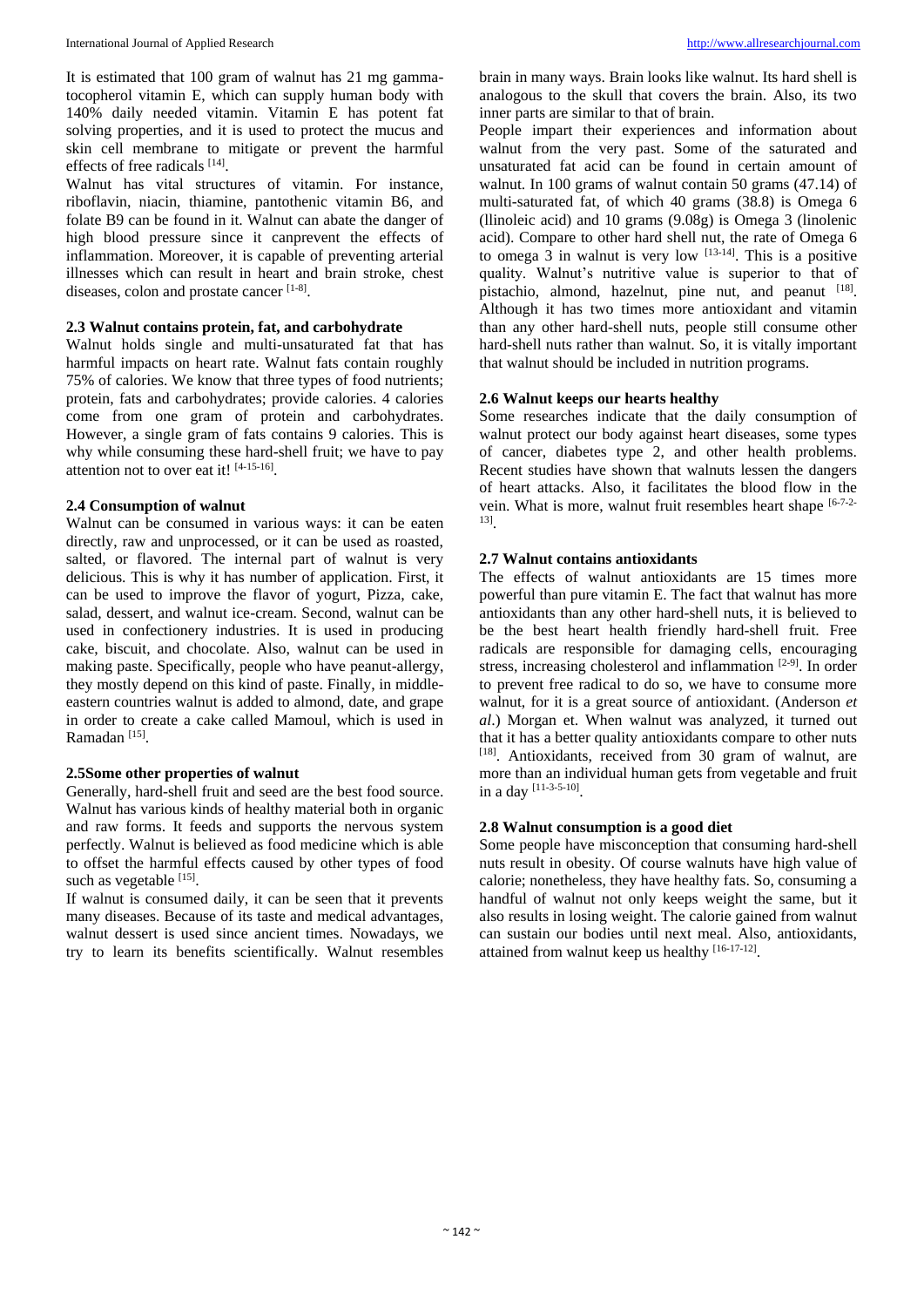It is estimated that 100 gram of walnut has 21 mg gamma-tocopherol vitamin E, which can supply human body with 140% daily needed vitamin. Vitamin E has potent fat solving properties, and it is used to protect the mucus and skin cell membrane to mitigate or prevent the harmful effects of free radicals [14].

Walnut has vital structures of vitamin. For instance, riboflavin, niacin, thiamine, pantothenic vitamin B6, and folate B9 can be found in it. Walnut can abate the danger of high blood pressure since it canprevent the effects of inflammation. Moreover, it is capable of preventing arterial illnesses which can result in heart and brain stroke, chest diseases, colon and prostate cancer [1-8].

### 2.3 Walnut contains protein, fat, and carbohydrate

Walnut holds single and multi-unsaturated fat that has harmful impacts on heart rate. Walnut fats contain roughly 75% of calories. We know that three types of food nutrients; protein, fats and carbohydrates; provide calories. 4 calories come from one gram of protein and carbohydrates. However, a single gram of fats contains 9 calories. This is why while consuming these hard-shell fruit; we have to pay attention not to over eat it! [4-15-16].

### 2.4 Consumption of walnut

Walnut can be consumed in various ways: it can be eaten directly, raw and unprocessed, or it can be used as roasted, salted, or flavored. The internal part of walnut is very delicious. This is why it has number of application. First, it can be used to improve the flavor of yogurt, Pizza, cake, salad, dessert, and walnut ice-cream. Second, walnut can be used in confectionery industries. It is used in producing cake, biscuit, and chocolate. Also, walnut can be used in making paste. Specifically, people who have peanut-allergy, they mostly depend on this kind of paste. Finally, in middle-eastern countries walnut is added to almond, date, and grape in order to create a cake called Mamoul, which is used in Ramadan [15].

### 2.5Some other properties of walnut

Generally, hard-shell fruit and seed are the best food source. Walnut has various kinds of healthy material both in organic and raw forms. It feeds and supports the nervous system perfectly. Walnut is believed as food medicine which is able to offset the harmful effects caused by other types of food such as vegetable [15].

If walnut is consumed daily, it can be seen that it prevents many diseases. Because of its taste and medical advantages, walnut dessert is used since ancient times. Nowadays, we try to learn its benefits scientifically. Walnut resembles brain in many ways. Brain looks like walnut. Its hard shell is analogous to the skull that covers the brain. Also, its two inner parts are similar to that of brain.

People impart their experiences and information about walnut from the very past. Some of the saturated and unsaturated fat acid can be found in certain amount of walnut. In 100 grams of walnut contain 50 grams (47.14) of multi-saturated fat, of which 40 grams (38.8) is Omega 6 (llinoleic acid) and 10 grams (9.08g) is Omega 3 (linolenic acid). Compare to other hard shell nut, the rate of Omega 6 to omega 3 in walnut is very low [13-14]. This is a positive quality. Walnut's nutritive value is superior to that of pistachio, almond, hazelnut, pine nut, and peanut [18]. Although it has two times more antioxidant and vitamin than any other hard-shell nuts, people still consume other hard-shell nuts rather than walnut. So, it is vitally important that walnut should be included in nutrition programs.

### 2.6 Walnut keeps our hearts healthy

Some researches indicate that the daily consumption of walnut protect our body against heart diseases, some types of cancer, diabetes type 2, and other health problems. Recent studies have shown that walnuts lessen the dangers of heart attacks. Also, it facilitates the blood flow in the vein. What is more, walnut fruit resembles heart shape [6-7-2-13].

### 2.7 Walnut contains antioxidants

The effects of walnut antioxidants are 15 times more powerful than pure vitamin E. The fact that walnut has more antioxidants than any other hard-shell nuts, it is believed to be the best heart health friendly hard-shell fruit. Free radicals are responsible for damaging cells, encouraging stress, increasing cholesterol and inflammation [2-9]. In order to prevent free radical to do so, we have to consume more walnut, for it is a great source of antioxidant. (Anderson *et al*.) Morgan et. When walnut was analyzed, it turned out that it has a better quality antioxidants compare to other nuts [18]. Antioxidants, received from 30 gram of walnut, are more than an individual human gets from vegetable and fruit in a day [11-3-5-10].

### 2.8 Walnut consumption is a good diet

Some people have misconception that consuming hard-shell nuts result in obesity. Of course walnuts have high value of calorie; nonetheless, they have healthy fats. So, consuming a handful of walnut not only keeps weight the same, but it also results in losing weight. The calorie gained from walnut can sustain our bodies until next meal. Also, antioxidants, attained from walnut keep us healthy [16-17-12].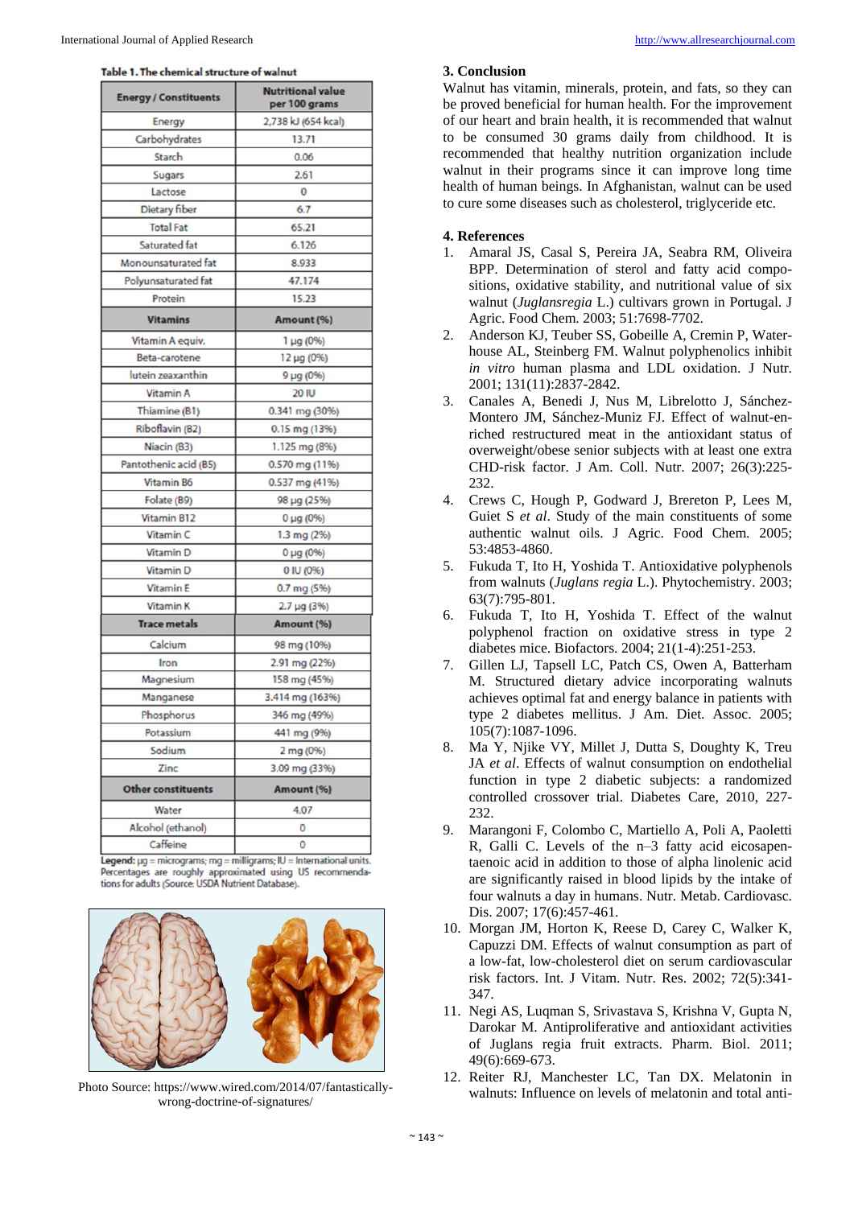**Table 1. The chemical structure of walnut**

| Energy / Constituents | Nutritional value per 100 grams |
|---|---|
| Energy | 2,738 kJ (654 kcal) |
| Carbohydrates | 13.71 |
| Starch | 0.06 |
| Sugars | 2.61 |
| Lactose | 0 |
| Dietary fiber | 6.7 |
| Total Fat | 65.21 |
| Saturated fat | 6.126 |
| Monounsaturated fat | 8.933 |
| Polyunsaturated fat | 47.174 |
| Protein | 15.23 |
| **Vitamins** | **Amount (%)** |
| Vitamin A equiv. | 1 μg (0%) |
| Beta-carotene | 12 μg (0%) |
| lutein zeaxanthin | 9 μg (0%) |
| Vitamin A | 20 IU |
| Thiamine (B1) | 0.341 mg (30%) |
| Riboflavin (B2) | 0.15 mg (13%) |
| Niacin (B3) | 1.125 mg (8%) |
| Pantothenic acid (B5) | 0.570 mg (11%) |
| Vitamin B6 | 0.537 mg (41%) |
| Folate (B9) | 98 μg (25%) |
| Vitamin B12 | 0 μg (0%) |
| Vitamin C | 1.3 mg (2%) |
| Vitamin D | 0 μg (0%) |
| Vitamin D | 0 IU (0%) |
| Vitamin E | 0.7 mg (5%) |
| Vitamin K | 2.7 μg (3%) |
| **Trace metals** | **Amount (%)** |
| Calcium | 98 mg (10%) |
| Iron | 2.91 mg (22%) |
| Magnesium | 158 mg (45%) |
| Manganese | 3.414 mg (163%) |
| Phosphorus | 346 mg (49%) |
| Potassium | 441 mg (9%) |
| Sodium | 2 mg (0%) |
| Zinc | 3.09 mg (33%) |
| **Other constituents** | **Amount (%)** |
| Water | 4.07 |
| Alcohol (ethanol) | 0 |
| Caffeine | 0 |

**Legend:** μg = micrograms; mg = milligrams; IU = International units. Percentages are roughly approximated using US recommendations for adults (Source: USDA Nutrient Database).

Photo Source: https://www.wired.com/2014/07/fantastically-wrong-doctrine-of-signatures/

## 3. Conclusion

Walnut has vitamin, minerals, protein, and fats, so they can be proved beneficial for human health. For the improvement of our heart and brain health, it is recommended that walnut to be consumed 30 grams daily from childhood. It is recommended that healthy nutrition organization include walnut in their programs since it can improve long time health of human beings. In Afghanistan, walnut can be used to cure some diseases such as cholesterol, triglyceride etc.

## 4. References

1. Amaral JS, Casal S, Pereira JA, Seabra RM, Oliveira BPP. Determination of sterol and fatty acid compositions, oxidative stability, and nutritional value of six walnut (*Juglansregia* L.) cultivars grown in Portugal. J Agric. Food Chem. 2003; 51:7698-7702.
2. Anderson KJ, Teuber SS, Gobeille A, Cremin P, Waterhouse AL, Steinberg FM. Walnut polyphenolics inhibit *in vitro* human plasma and LDL oxidation. J Nutr. 2001; 131(11):2837-2842.
3. Canales A, Benedi J, Nus M, Librelotto J, Sánchez-Montero JM, Sánchez-Muniz FJ. Effect of walnut-enriched restructured meat in the antioxidant status of overweight/obese senior subjects with at least one extra CHD-risk factor. J Am. Coll. Nutr. 2007; 26(3):225-232.
4. Crews C, Hough P, Godward J, Brereton P, Lees M, Guiet S *et al*. Study of the main constituents of some authentic walnut oils. J Agric. Food Chem. 2005; 53:4853-4860.
5. Fukuda T, Ito H, Yoshida T. Antioxidative polyphenols from walnuts (*Juglans regia* L.). Phytochemistry. 2003; 63(7):795-801.
6. Fukuda T, Ito H, Yoshida T. Effect of the walnut polyphenol fraction on oxidative stress in type 2 diabetes mice. Biofactors. 2004; 21(1-4):251-253.
7. Gillen LJ, Tapsell LC, Patch CS, Owen A, Batterham M. Structured dietary advice incorporating walnuts achieves optimal fat and energy balance in patients with type 2 diabetes mellitus. J Am. Diet. Assoc. 2005; 105(7):1087-1096.
8. Ma Y, Njike VY, Millet J, Dutta S, Doughty K, Treu JA *et al*. Effects of walnut consumption on endothelial function in type 2 diabetic subjects: a randomized controlled crossover trial. Diabetes Care, 2010, 227-232.
9. Marangoni F, Colombo C, Martiello A, Poli A, Paoletti R, Galli C. Levels of the n–3 fatty acid eicosapentaenoic acid in addition to those of alpha linolenic acid are significantly raised in blood lipids by the intake of four walnuts a day in humans. Nutr. Metab. Cardiovasc. Dis. 2007; 17(6):457-461.
10. Morgan JM, Horton K, Reese D, Carey C, Walker K, Capuzzi DM. Effects of walnut consumption as part of a low-fat, low-cholesterol diet on serum cardiovascular risk factors. Int. J Vitam. Nutr. Res. 2002; 72(5):341-347.
11. Negi AS, Luqman S, Srivastava S, Krishna V, Gupta N, Darokar M. Antiproliferative and antioxidant activities of Juglans regia fruit extracts. Pharm. Biol. 2011; 49(6):669-673.
12. Reiter RJ, Manchester LC, Tan DX. Melatonin in walnuts: Influence on levels of melatonin and total anti-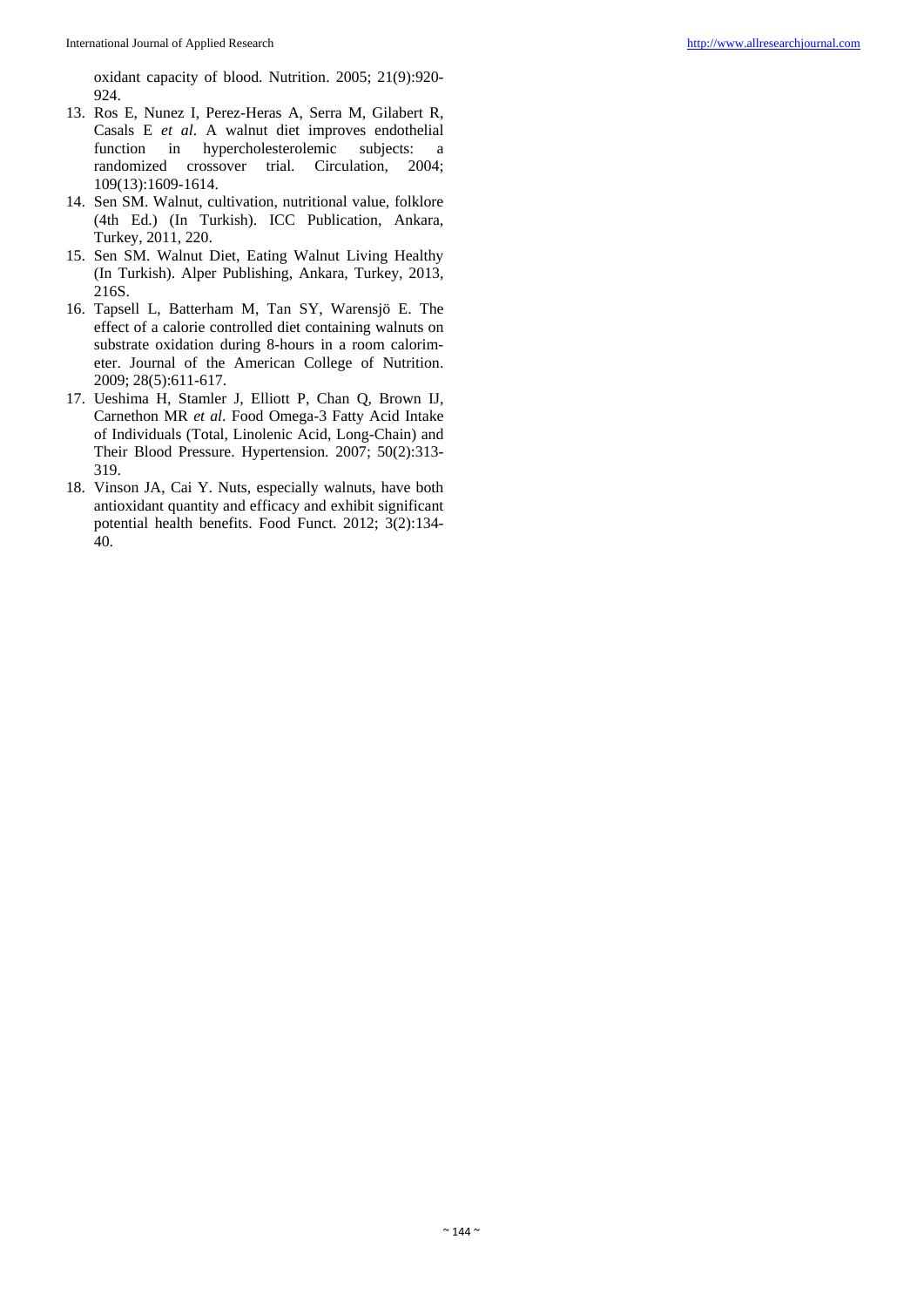oxidant capacity of blood. Nutrition. 2005; 21(9):920-924.

13. Ros E, Nunez I, Perez-Heras A, Serra M, Gilabert R, Casals E *et al*. A walnut diet improves endothelial function in hypercholesterolemic subjects: a randomized crossover trial. Circulation, 2004; 109(13):1609-1614.
14. Sen SM. Walnut, cultivation, nutritional value, folklore (4th Ed.) (In Turkish). ICC Publication, Ankara, Turkey, 2011, 220.
15. Sen SM. Walnut Diet, Eating Walnut Living Healthy (In Turkish). Alper Publishing, Ankara, Turkey, 2013, 216S.
16. Tapsell L, Batterham M, Tan SY, Warensjö E. The effect of a calorie controlled diet containing walnuts on substrate oxidation during 8-hours in a room calorimeter. Journal of the American College of Nutrition. 2009; 28(5):611-617.
17. Ueshima H, Stamler J, Elliott P, Chan Q, Brown IJ, Carnethon MR *et al*. Food Omega-3 Fatty Acid Intake of Individuals (Total, Linolenic Acid, Long-Chain) and Their Blood Pressure. Hypertension. 2007; 50(2):313-319.
18. Vinson JA, Cai Y. Nuts, especially walnuts, have both antioxidant quantity and efficacy and exhibit significant potential health benefits. Food Funct. 2012; 3(2):134-40.